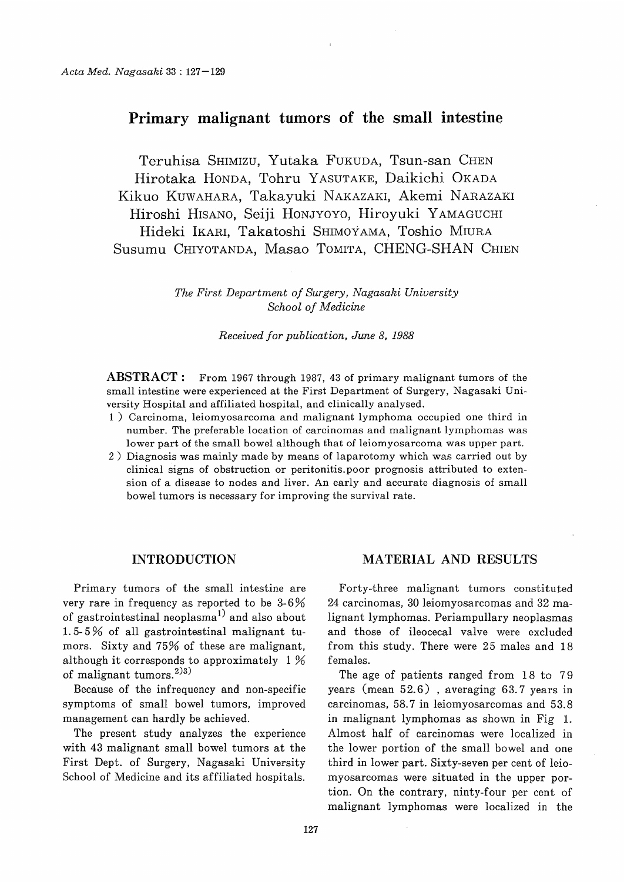# Primary malignant tumors of the small intestine

Teruhisa SHIMIZU, Yutaka FUKUDA, Tsun-san CHEN
Hirotaka HONDA, Tohru YASUTAKE, Daikichi OKADA
Kikuo KUWAHARA, Takayuki NAKAZAKI, Akemi NARAZAKI
Hiroshi HISANO, Seiji HONJYOYO, Hiroyuki YAMAGUCHI
Hideki IKARI, Takatoshi SHIMOYAMA, Toshio MIURA
Susumu CHIYOTANDA, Masao TOMITA, CHENG-SHAN CHIEN

*The First Department of Surgery, Nagasaki University School of Medicine*

*Received for publication, June 8, 1988*

**ABSTRACT :** From 1967 through 1987, 43 of primary malignant tumors of the small intestine were experienced at the First Department of Surgery, Nagasaki University Hospital and affiliated hospital, and clinically analysed.

1 ) Carcinoma, leiomyosarcoma and malignant lymphoma occupied one third in number. The preferable location of carcinomas and malignant lymphomas was lower part of the small bowel although that of leiomyosarcoma was upper part.
2 ) Diagnosis was mainly made by means of laparotomy which was carried out by clinical signs of obstruction or peritonitis.poor prognosis attributed to extension of a disease to nodes and liver. An early and accurate diagnosis of small bowel tumors is necessary for improving the survival rate.

## INTRODUCTION

Primary tumors of the small intestine are very rare in frequency as reported to be 3-6% of gastrointestinal neoplasma[1] and also about 1.5-5% of all gastrointestinal malignant tumors. Sixty and 75% of these are malignant, although it corresponds to approximately 1 % of malignant tumors.[2)3)]

Because of the infrequency and non-specific symptoms of small bowel tumors, improved management can hardly be achieved.

The present study analyzes the experience with 43 malignant small bowel tumors at the First Dept. of Surgery, Nagasaki University School of Medicine and its affiliated hospitals.

## MATERIAL AND RESULTS

Forty-three malignant tumors constituted 24 carcinomas, 30 leiomyosarcomas and 32 malignant lymphomas. Periampullary neoplasmas and those of ileocecal valve were excluded from this study. There were 25 males and 18 females.

The age of patients ranged from 18 to 79 years (mean 52.6) , averaging 63.7 years in carcinomas, 58.7 in leiomyosarcomas and 53.8 in malignant lymphomas as shown in Fig 1. Almost half of carcinomas were localized in the lower portion of the small bowel and one third in lower part. Sixty-seven per cent of leiomyosarcomas were situated in the upper portion. On the contrary, ninty-four per cent of malignant lymphomas were localized in the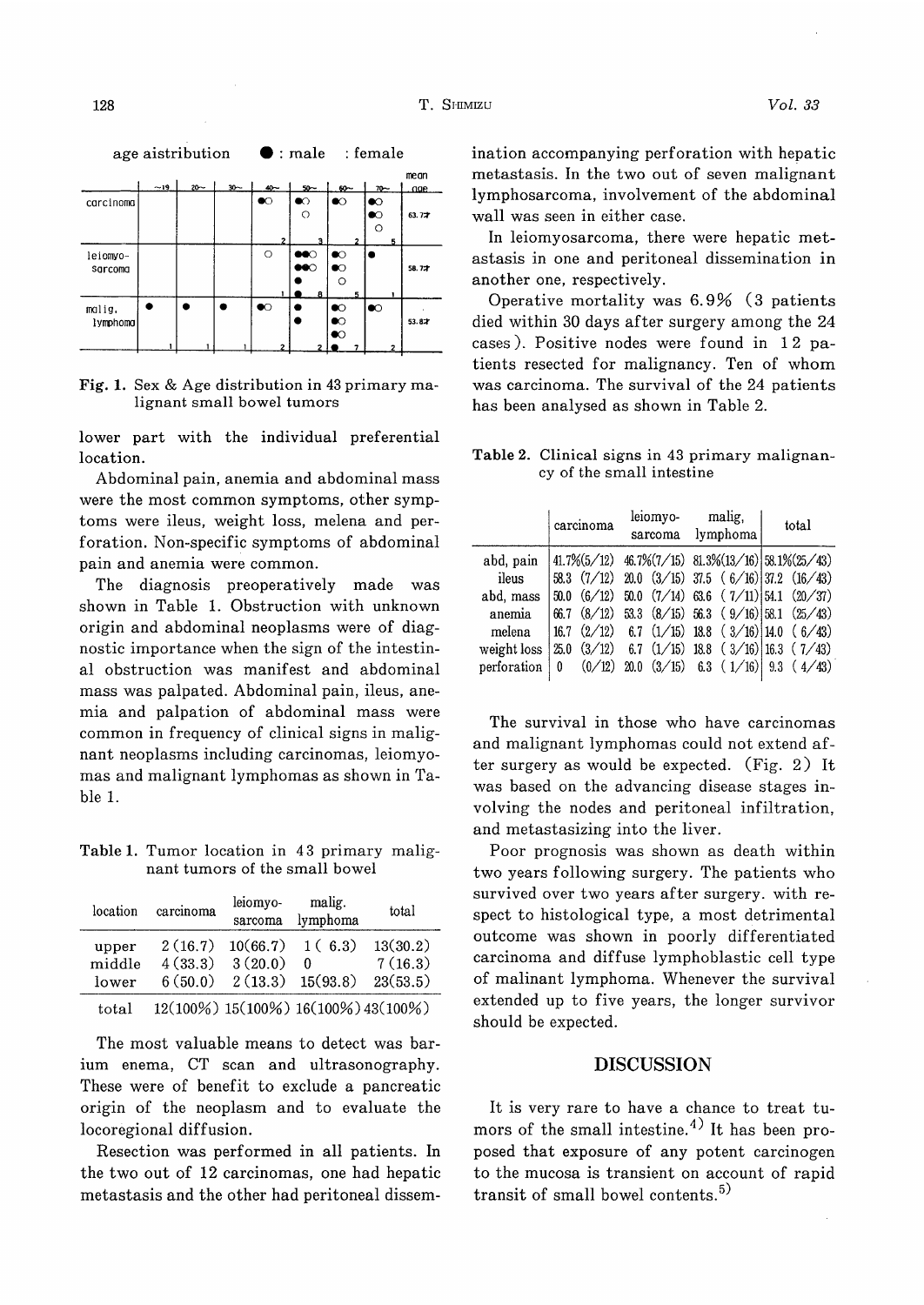age aistribution ● : male : female

| | ~19 | 20~ | 30~ | 40~ | 50~ | 60~ | 70~ | mean age |
|---|---|---|---|---|---|---|---|---|
| carcinoma | | | | ●○ 2 | ●○ ○ 3 | ●○ 2 | ●○ ●○ ○ 5 | 63.7才 |
| leiomyo-sarcoma | | | | ○ 1 | ●●○ ●●○ ● ● 8 | ●○ ●○ ○ 5 | ● 1 | 58.7才 |
| malig. lymphoma | ● 1 | ● 1 | ● 1 | ●○ 2 | ● ● 2 | ●○ ●○ ●○ ● 7 | ●○ 2 | 53.8才 |

**Fig. 1.** Sex & Age distribution in 43 primary malignant small bowel tumors

lower part with the individual preferential location.

Abdominal pain, anemia and abdominal mass were the most common symptoms, other symptoms were ileus, weight loss, melena and perforation. Non-specific symptoms of abdominal pain and anemia were common.

The diagnosis preoperatively made was shown in Table 1. Obstruction with unknown origin and abdominal neoplasms were of diagnostic importance when the sign of the intestinal obstruction was manifest and abdominal mass was palpated. Abdominal pain, ileus, anemia and palpation of abdominal mass were common in frequency of clinical signs in malignant neoplasms including carcinomas, leiomyomas and malignant lymphomas as shown in Table 1.

**Table 1.** Tumor location in 43 primary malignant tumors of the small bowel

| location | carcinoma | leiomyo-sarcoma | malig. lymphoma | total |
|---|---|---|---|---|
| upper | 2 (16.7) | 10(66.7) | 1 ( 6.3) | 13(30.2) |
| middle | 4 (33.3) | 3 (20.0) | 0 | 7 (16.3) |
| lower | 6 (50.0) | 2 (13.3) | 15(93.8) | 23(53.5) |
| total | 12(100%) | 15(100%) | 16(100%) | 43(100%) |

The most valuable means to detect was barium enema, CT scan and ultrasonography. These were of benefit to exclude a pancreatic origin of the neoplasm and to evaluate the locoregional diffusion.

Resection was performed in all patients. In the two out of 12 carcinomas, one had hepatic metastasis and the other had peritoneal dissemination accompanying perforation with hepatic metastasis. In the two out of seven malignant lymphosarcoma, involvement of the abdominal wall was seen in either case.

In leiomyosarcoma, there were hepatic metastasis in one and peritoneal dissemination in another one, respectively.

Operative mortality was 6.9% (3 patients died within 30 days after surgery among the 24 cases). Positive nodes were found in 12 patients resected for malignancy. Ten of whom was carcinoma. The survival of the 24 patients has been analysed as shown in Table 2.

**Table 2.** Clinical signs in 43 primary malignancy of the small intestine

| | carcinoma | leiomyo-sarcoma | malig, lymphoma | total |
|---|---|---|---|---|
| abd, pain | 41.7%(5/12) | 46.7%(7/15) | 81.3%(13/16) | 58.1%(25/43) |
| ileus | 58.3 (7/12) | 20.0 (3/15) | 37.5 ( 6/16) | 37.2 (16/43) |
| abd, mass | 50.0 (6/12) | 50.0 (7/14) | 63.6 ( 7/11) | 54.1 (20/37) |
| anemia | 66.7 (8/12) | 53.3 (8/15) | 56.3 ( 9/16) | 58.1 (25/43) |
| melena | 16.7 (2/12) | 6.7 (1/15) | 18.8 ( 3/16) | 14.0 ( 6/43) |
| weight loss | 25.0 (3/12) | 6.7 (1/15) | 18.8 ( 3/16) | 16.3 ( 7/43) |
| perforation | 0 (0/12) | 20.0 (3/15) | 6.3 ( 1/16) | 9.3 ( 4/43) |

The survival in those who have carcinomas and malignant lymphomas could not extend after surgery as would be expected. (Fig. 2) It was based on the advancing disease stages involving the nodes and peritoneal infiltration, and metastasizing into the liver.

Poor prognosis was shown as death within two years following surgery. The patients who survived over two years after surgery. with respect to histological type, a most detrimental outcome was shown in poorly differentiated carcinoma and diffuse lymphoblastic cell type of malinant lymphoma. Whenever the survival extended up to five years, the longer survivor should be expected.

## DISCUSSION

It is very rare to have a chance to treat tumors of the small intestine.[4] It has been proposed that exposure of any potent carcinogen to the mucosa is transient on account of rapid transit of small bowel contents.[5]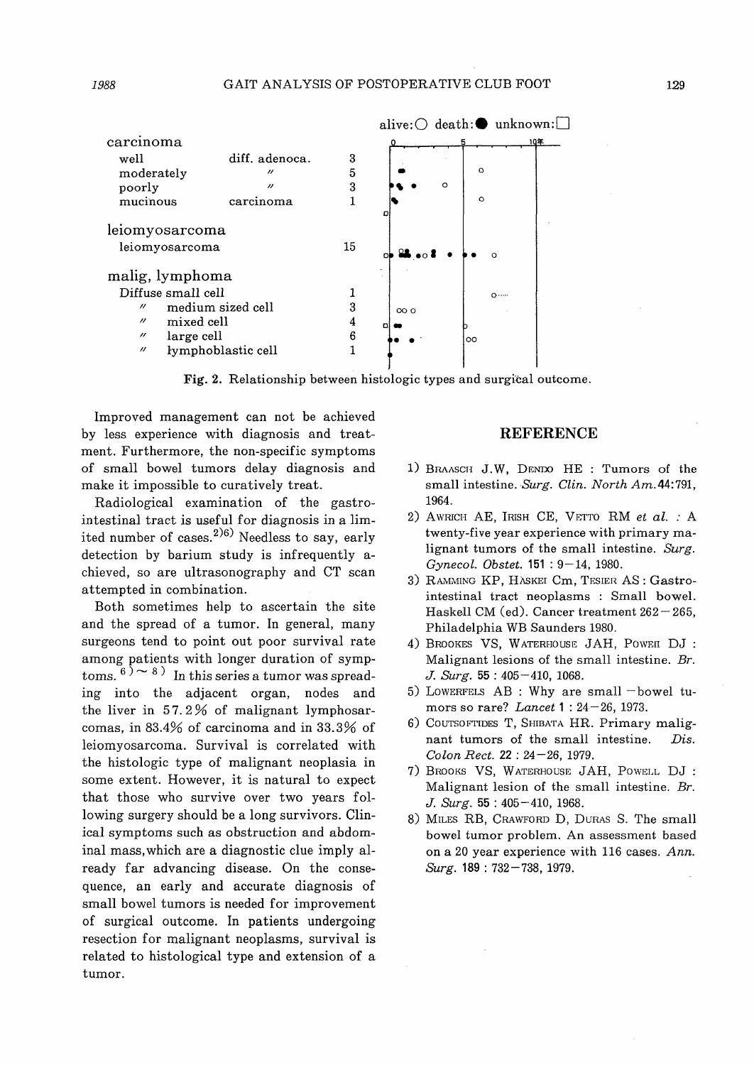alive:○ death:● unknown:□

0 5 10年

carcinoma

well diff. adenoca. 3

moderately 〃 5

poorly 〃 3

mucinous carcinoma 1

leiomyosarcoma

leiomyosarcoma 15

malig, lymphoma

Diffuse small cell 1

〃 medium sized cell 3

〃 mixed cell 4

〃 large cell 6

〃 lymphoblastic cell 1

**Fig. 2.** Relationship between histologic types and surgical outcome.

Improved management can not be achieved by less experience with diagnosis and treatment. Furthermore, the non-specific symptoms of small bowel tumors delay diagnosis and make it impossible to curatively treat.

Radiological examination of the gastrointestinal tract is useful for diagnosis in a limited number of cases.[2)6)] Needless to say, early detection by barium study is infrequently achieved, so are ultrasonography and CT scan attempted in combination.

Both sometimes help to ascertain the site and the spread of a tumor. In general, many surgeons tend to point out poor survival rate among patients with longer duration of symptoms.[6)~8)] In this series a tumor was spreading into the adjacent organ, nodes and the liver in 57.2% of malignant lymphosarcomas, in 83.4% of carcinoma and in 33.3% of leiomyosarcoma. Survival is correlated with the histologic type of malignant neoplasia in some extent. However, it is natural to expect that those who survive over two years following surgery should be a long survivors. Clinical symptoms such as obstruction and abdominal mass, which are a diagnostic clue imply already far advancing disease. On the consequence, an early and accurate diagnosis of small bowel tumors is needed for improvement of surgical outcome. In patients undergoing resection for malignant neoplasms, survival is related to histological type and extension of a tumor.

## REFERENCE

1) BRAASCH J.W, DENDO HE : Tumors of the small intestine. *Surg. Clin. North Am.* **44**:791, 1964.
2) AWRICH AE, IRISH CE, VETTO RM *et al.* : A twenty-five year experience with primary malignant tumors of the small intestine. *Surg. Gynecol. Obstet.* **151** : 9−14, 1980.
3) RAMMING KP, HASKEI Cm, TESIER AS : Gastrointestinal tract neoplasms : Small bowel. Haskell CM (ed). Cancer treatment 262−265, Philadelphia WB Saunders 1980.
4) BROOKES VS, WATERHOUSE JAH, POWEH DJ : Malignant lesions of the small intestine. *Br. J. Surg.* **55** : 405−410, 1068.
5) LOWERFELS AB : Why are small −bowel tumors so rare? *Lancet* **1** : 24−26, 1973.
6) COUTSOFTIDES T, SHIBATA HR. Primary malignant tumors of the small intestine. *Dis. Colon Rect.* **22** : 24−26, 1979.
7) BROOKS VS, WATERHOUSE JAH, POWELL DJ : Malignant lesion of the small intestine. *Br. J. Surg.* **55** : 405−410, 1968.
8) MILES RB, CRAWFORD D, DURAS S. The small bowel tumor problem. An assessment based on a 20 year experience with 116 cases. *Ann. Surg.* **189** : 732−738, 1979.